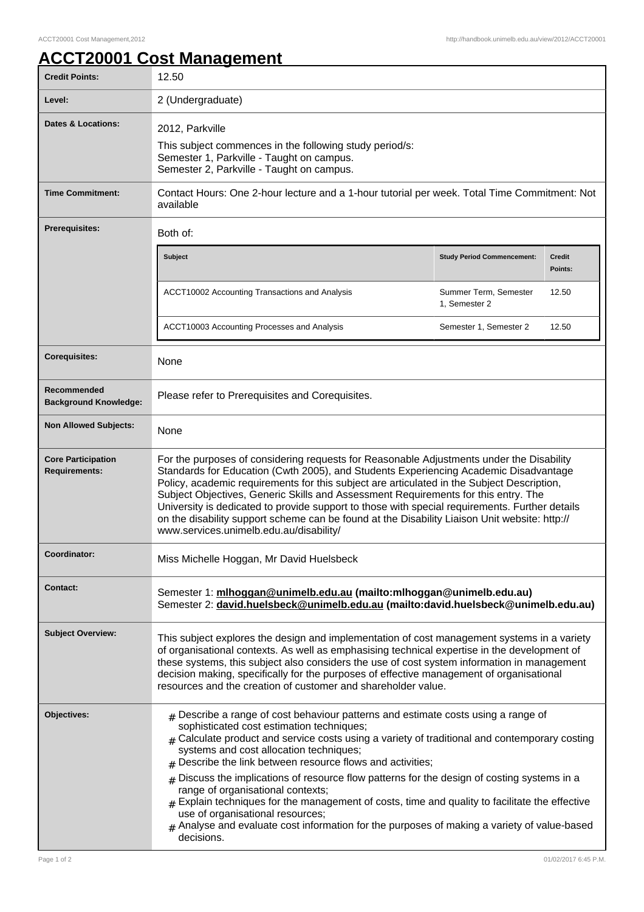# ACCT20001 Cost Management

| | |
|---|---|
| **Credit Points:** | 12.50 |
| **Level:** | 2 (Undergraduate) |
| **Dates & Locations:** | 2012, Parkville<br>This subject commences in the following study period/s:<br>Semester 1, Parkville - Taught on campus.<br>Semester 2, Parkville - Taught on campus. |
| **Time Commitment:** | Contact Hours: One 2-hour lecture and a 1-hour tutorial per week. Total Time Commitment: Not available |
| **Prerequisites:** | Both of:<br>**Subject** / **Study Period Commencement:** / **Credit Points:**<br>ACCT10002 Accounting Transactions and Analysis / Summer Term, Semester 1, Semester 2 / 12.50<br>ACCT10003 Accounting Processes and Analysis / Semester 1, Semester 2 / 12.50 |
| **Corequisites:** | None |
| **Recommended Background Knowledge:** | Please refer to Prerequisites and Corequisites. |
| **Non Allowed Subjects:** | None |
| **Core Participation Requirements:** | For the purposes of considering requests for Reasonable Adjustments under the Disability Standards for Education (Cwth 2005), and Students Experiencing Academic Disadvantage Policy, academic requirements for this subject are articulated in the Subject Description, Subject Objectives, Generic Skills and Assessment Requirements for this entry. The University is dedicated to provide support to those with special requirements. Further details on the disability support scheme can be found at the Disability Liaison Unit website: http://www.services.unimelb.edu.au/disability/ |
| **Coordinator:** | Miss Michelle Hoggan, Mr David Huelsbeck |
| **Contact:** | Semester 1: **mlhoggan@unimelb.edu.au (mailto:mlhoggan@unimelb.edu.au)**<br>Semester 2: **david.huelsbeck@unimelb.edu.au (mailto:david.huelsbeck@unimelb.edu.au)** |
| **Subject Overview:** | This subject explores the design and implementation of cost management systems in a variety of organisational contexts. As well as emphasising technical expertise in the development of these systems, this subject also considers the use of cost system information in management decision making, specifically for the purposes of effective management of organisational resources and the creation of customer and shareholder value. |
| **Objectives:** | # Describe a range of cost behaviour patterns and estimate costs using a range of sophisticated cost estimation techniques;<br># Calculate product and service costs using a variety of traditional and contemporary costing systems and cost allocation techniques;<br># Describe the link between resource flows and activities;<br># Discuss the implications of resource flow patterns for the design of costing systems in a range of organisational contexts;<br># Explain techniques for the management of costs, time and quality to facilitate the effective use of organisational resources;<br># Analyse and evaluate cost information for the purposes of making a variety of value-based decisions. |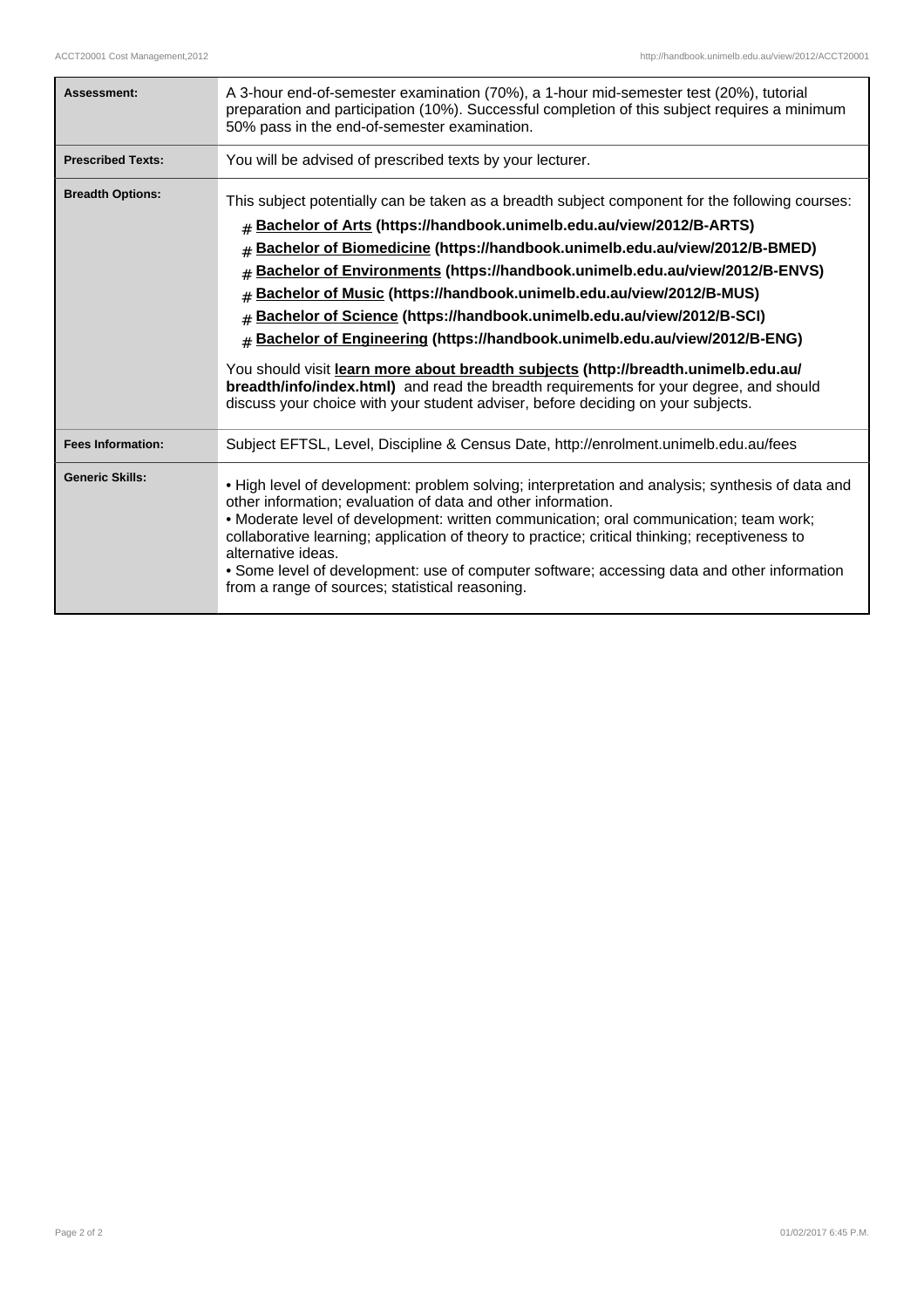| | |
|---|---|
| **Assessment:** | A 3-hour end-of-semester examination (70%), a 1-hour mid-semester test (20%), tutorial preparation and participation (10%). Successful completion of this subject requires a minimum 50% pass in the end-of-semester examination. |
| **Prescribed Texts:** | You will be advised of prescribed texts by your lecturer. |
| **Breadth Options:** | This subject potentially can be taken as a breadth subject component for the following courses: <br># **Bachelor of Arts (https://handbook.unimelb.edu.au/view/2012/B-ARTS)** <br># **Bachelor of Biomedicine (https://handbook.unimelb.edu.au/view/2012/B-BMED)** <br># **Bachelor of Environments (https://handbook.unimelb.edu.au/view/2012/B-ENVS)** <br># **Bachelor of Music (https://handbook.unimelb.edu.au/view/2012/B-MUS)** <br># **Bachelor of Science (https://handbook.unimelb.edu.au/view/2012/B-SCI)** <br># **Bachelor of Engineering (https://handbook.unimelb.edu.au/view/2012/B-ENG)** <br>You should visit **learn more about breadth subjects (http://breadth.unimelb.edu.au/breadth/info/index.html)** and read the breadth requirements for your degree, and should discuss your choice with your student adviser, before deciding on your subjects. |
| **Fees Information:** | Subject EFTSL, Level, Discipline & Census Date, http://enrolment.unimelb.edu.au/fees |
| **Generic Skills:** | • High level of development: problem solving; interpretation and analysis; synthesis of data and other information; evaluation of data and other information. <br>• Moderate level of development: written communication; oral communication; team work; collaborative learning; application of theory to practice; critical thinking; receptiveness to alternative ideas. <br>• Some level of development: use of computer software; accessing data and other information from a range of sources; statistical reasoning. |